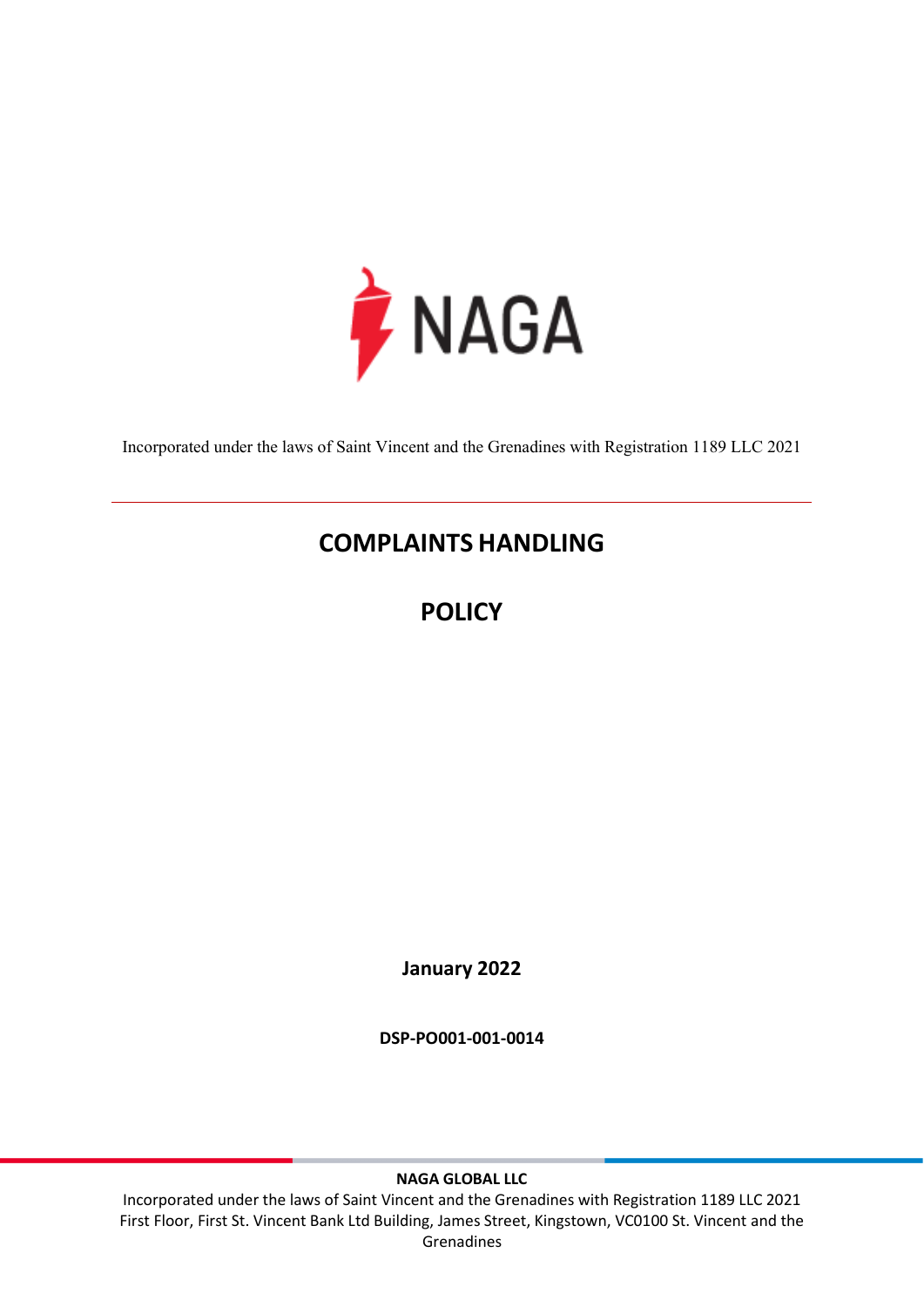NAGA

Incorporated under the laws of Saint Vincent and the Grenadines with Registration 1189 LLC 2021

# COMPLAINTS HANDLING

# POLICY

**January 2022**

**DSP-PO001-001-0014**

**NAGA GLOBAL LLC**

Incorporated under the laws of Saint Vincent and the Grenadines with Registration 1189 LLC 2021
First Floor, First St. Vincent Bank Ltd Building, James Street, Kingstown, VC0100 St. Vincent and the Grenadines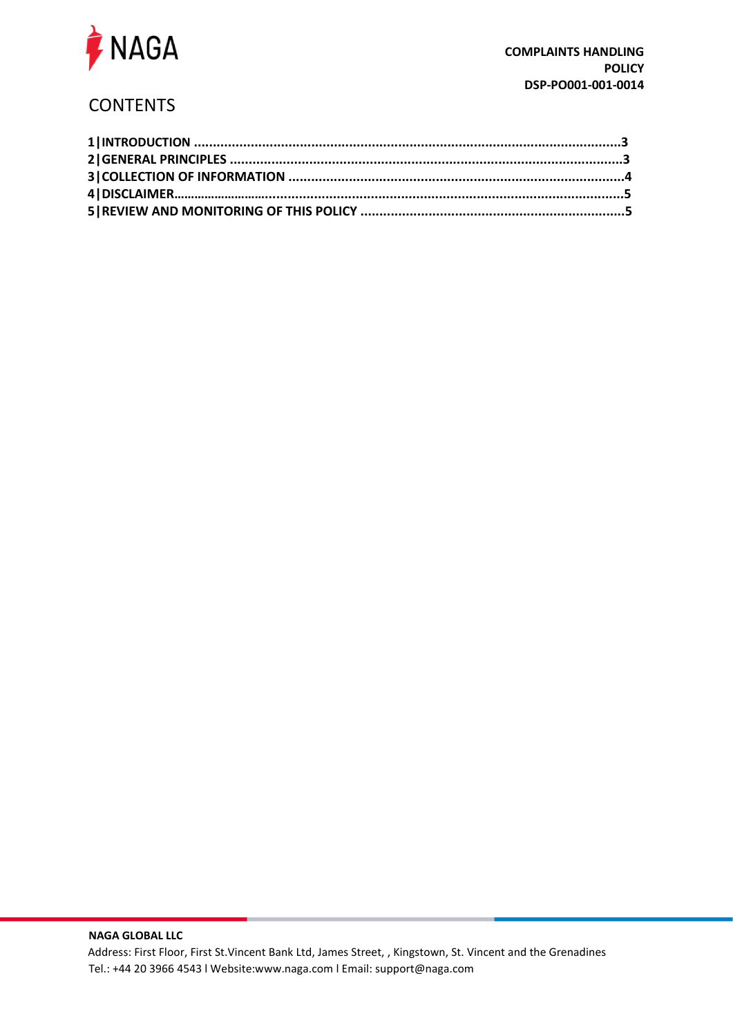# CONTENTS

**1|INTRODUCTION ..............................................................................................................3**
**2|GENERAL PRINCIPLES ....................................................................................................3**
**3|COLLECTION OF INFORMATION .......................................................................................4**
**4|DISCLAIMER.......................................................................................................................5**
**5|REVIEW AND MONITORING OF THIS POLICY .....................................................................5**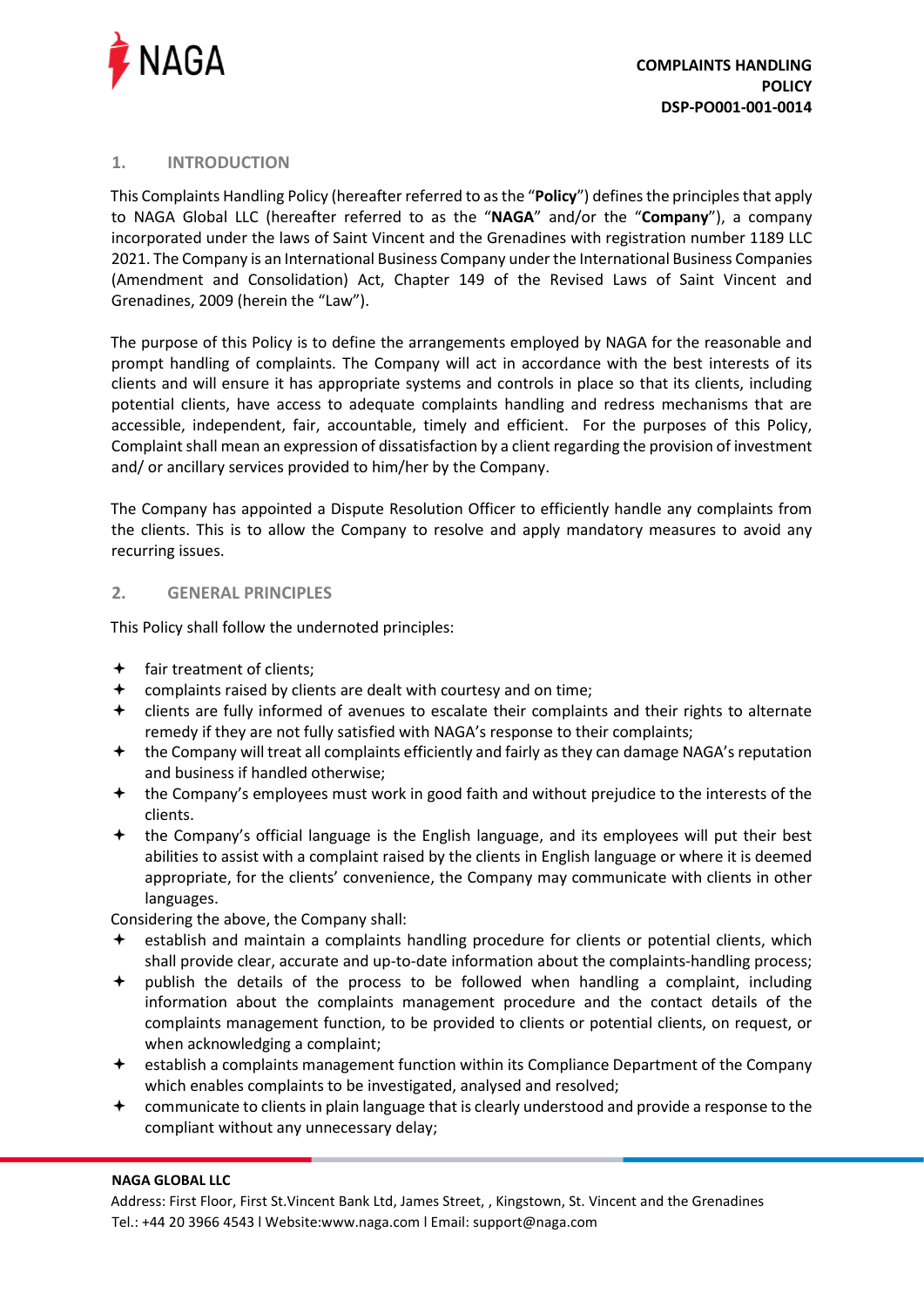## 1. INTRODUCTION

This Complaints Handling Policy (hereafter referred to as the "**Policy**") defines the principles that apply to NAGA Global LLC (hereafter referred to as the "**NAGA**" and/or the "**Company**"), a company incorporated under the laws of Saint Vincent and the Grenadines with registration number 1189 LLC 2021. The Company is an International Business Company under the International Business Companies (Amendment and Consolidation) Act, Chapter 149 of the Revised Laws of Saint Vincent and Grenadines, 2009 (herein the "Law").

The purpose of this Policy is to define the arrangements employed by NAGA for the reasonable and prompt handling of complaints. The Company will act in accordance with the best interests of its clients and will ensure it has appropriate systems and controls in place so that its clients, including potential clients, have access to adequate complaints handling and redress mechanisms that are accessible, independent, fair, accountable, timely and efficient. For the purposes of this Policy, Complaint shall mean an expression of dissatisfaction by a client regarding the provision of investment and/ or ancillary services provided to him/her by the Company.

The Company has appointed a Dispute Resolution Officer to efficiently handle any complaints from the clients. This is to allow the Company to resolve and apply mandatory measures to avoid any recurring issues.

## 2. GENERAL PRINCIPLES

This Policy shall follow the undernoted principles:

- fair treatment of clients;
- complaints raised by clients are dealt with courtesy and on time;
- clients are fully informed of avenues to escalate their complaints and their rights to alternate remedy if they are not fully satisfied with NAGA's response to their complaints;
- the Company will treat all complaints efficiently and fairly as they can damage NAGA's reputation and business if handled otherwise;
- the Company's employees must work in good faith and without prejudice to the interests of the clients.
- the Company's official language is the English language, and its employees will put their best abilities to assist with a complaint raised by the clients in English language or where it is deemed appropriate, for the clients' convenience, the Company may communicate with clients in other languages.

Considering the above, the Company shall:

- establish and maintain a complaints handling procedure for clients or potential clients, which shall provide clear, accurate and up-to-date information about the complaints-handling process;
- publish the details of the process to be followed when handling a complaint, including information about the complaints management procedure and the contact details of the complaints management function, to be provided to clients or potential clients, on request, or when acknowledging a complaint;
- establish a complaints management function within its Compliance Department of the Company which enables complaints to be investigated, analysed and resolved;
- communicate to clients in plain language that is clearly understood and provide a response to the compliant without any unnecessary delay;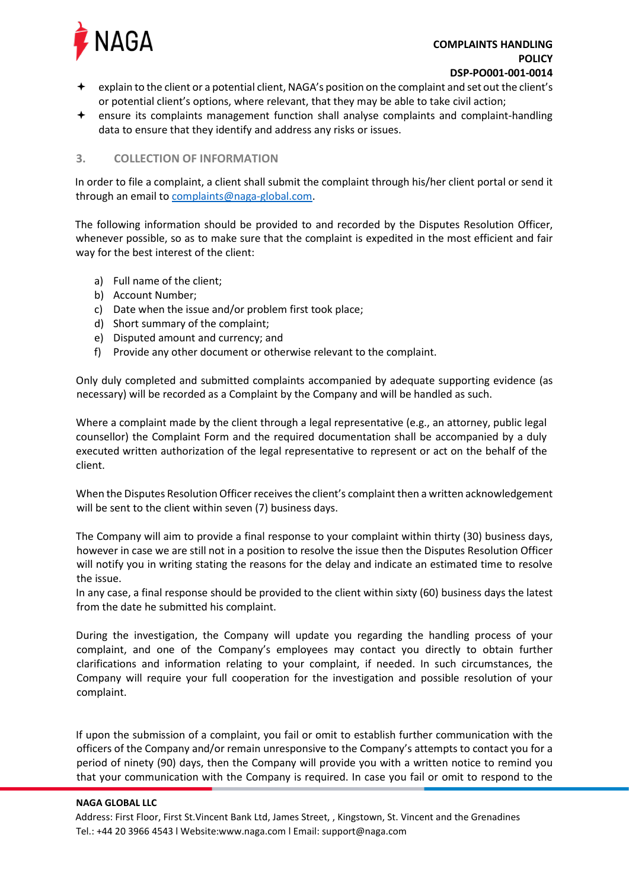- explain to the client or a potential client, NAGA's position on the complaint and set out the client's or potential client's options, where relevant, that they may be able to take civil action;
- ensure its complaints management function shall analyse complaints and complaint-handling data to ensure that they identify and address any risks or issues.

## 3. COLLECTION OF INFORMATION

In order to file a complaint, a client shall submit the complaint through his/her client portal or send it through an email to complaints@naga-global.com.

The following information should be provided to and recorded by the Disputes Resolution Officer, whenever possible, so as to make sure that the complaint is expedited in the most efficient and fair way for the best interest of the client:

a) Full name of the client;
b) Account Number;
c) Date when the issue and/or problem first took place;
d) Short summary of the complaint;
e) Disputed amount and currency; and
f) Provide any other document or otherwise relevant to the complaint.

Only duly completed and submitted complaints accompanied by adequate supporting evidence (as necessary) will be recorded as a Complaint by the Company and will be handled as such.

Where a complaint made by the client through a legal representative (e.g., an attorney, public legal counsellor) the Complaint Form and the required documentation shall be accompanied by a duly executed written authorization of the legal representative to represent or act on the behalf of the client.

When the Disputes Resolution Officer receives the client's complaint then a written acknowledgement will be sent to the client within seven (7) business days.

The Company will aim to provide a final response to your complaint within thirty (30) business days, however in case we are still not in a position to resolve the issue then the Disputes Resolution Officer will notify you in writing stating the reasons for the delay and indicate an estimated time to resolve the issue.
In any case, a final response should be provided to the client within sixty (60) business days the latest from the date he submitted his complaint.

During the investigation, the Company will update you regarding the handling process of your complaint, and one of the Company's employees may contact you directly to obtain further clarifications and information relating to your complaint, if needed. In such circumstances, the Company will require your full cooperation for the investigation and possible resolution of your complaint.

If upon the submission of a complaint, you fail or omit to establish further communication with the officers of the Company and/or remain unresponsive to the Company's attempts to contact you for a period of ninety (90) days, then the Company will provide you with a written notice to remind you that your communication with the Company is required. In case you fail or omit to respond to the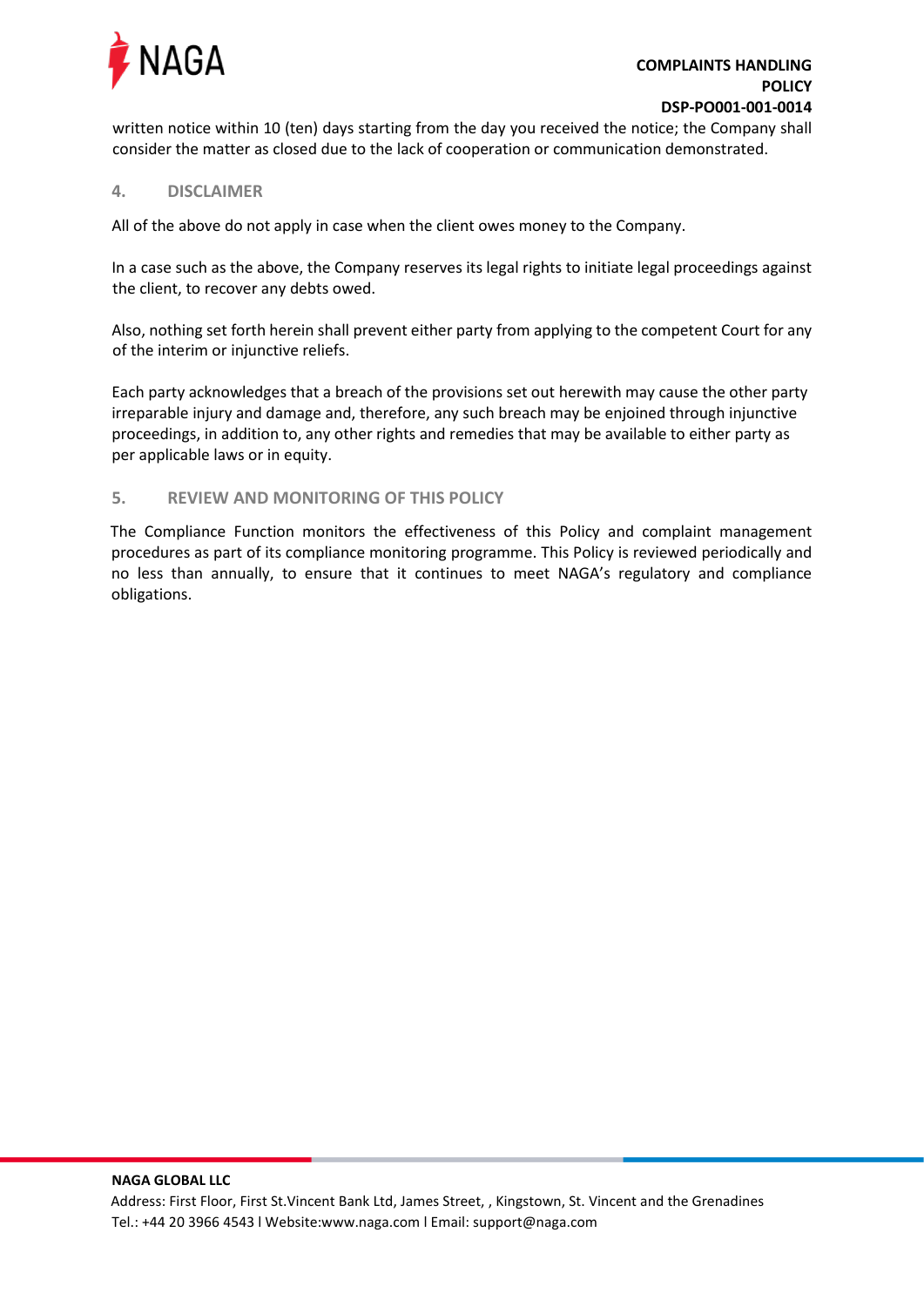written notice within 10 (ten) days starting from the day you received the notice; the Company shall consider the matter as closed due to the lack of cooperation or communication demonstrated.

## 4. DISCLAIMER

All of the above do not apply in case when the client owes money to the Company.

In a case such as the above, the Company reserves its legal rights to initiate legal proceedings against the client, to recover any debts owed.

Also, nothing set forth herein shall prevent either party from applying to the competent Court for any of the interim or injunctive reliefs.

Each party acknowledges that a breach of the provisions set out herewith may cause the other party irreparable injury and damage and, therefore, any such breach may be enjoined through injunctive proceedings, in addition to, any other rights and remedies that may be available to either party as per applicable laws or in equity.

## 5. REVIEW AND MONITORING OF THIS POLICY

The Compliance Function monitors the effectiveness of this Policy and complaint management procedures as part of its compliance monitoring programme. This Policy is reviewed periodically and no less than annually, to ensure that it continues to meet NAGA's regulatory and compliance obligations.